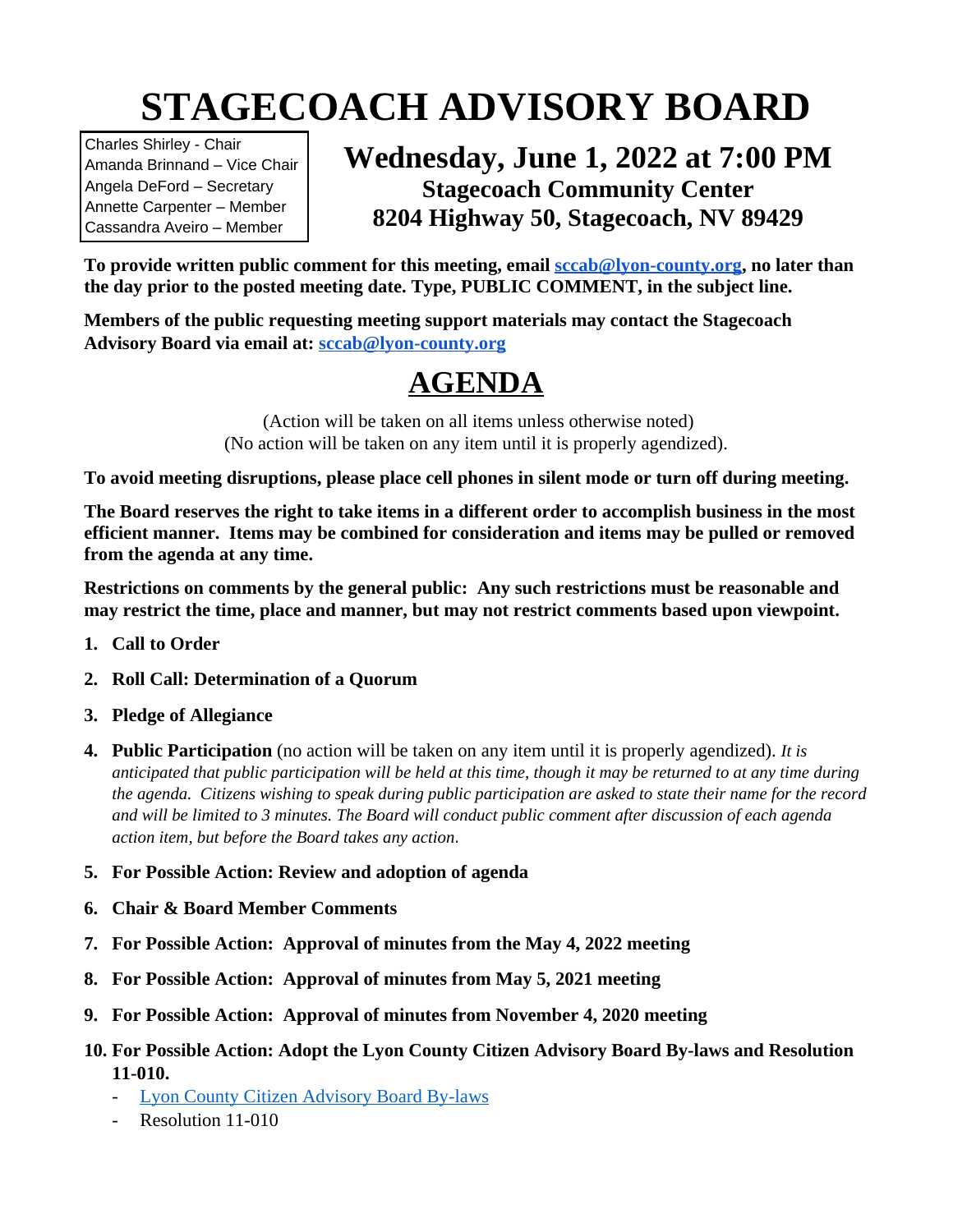# STAGECOACH ADVISORY BOARD

Charles Shirley - Chair
Amanda Brinnand – Vice Chair
Angela DeFord – Secretary
Annette Carpenter – Member
Cassandra Aveiro – Member

## Wednesday, June 1, 2022 at 7:00 PM

### Stagecoach Community Center
### 8204 Highway 50, Stagecoach, NV 89429

**To provide written public comment for this meeting, email [sccab@lyon-county.org](mailto:sccab@lyon-county.org), no later than the day prior to the posted meeting date. Type, PUBLIC COMMENT, in the subject line.**

**Members of the public requesting meeting support materials may contact the Stagecoach Advisory Board via email at: [sccab@lyon-county.org](mailto:sccab@lyon-county.org)**

## AGENDA

(Action will be taken on all items unless otherwise noted)
(No action will be taken on any item until it is properly agendized).

**To avoid meeting disruptions, please place cell phones in silent mode or turn off during meeting.**

**The Board reserves the right to take items in a different order to accomplish business in the most efficient manner. Items may be combined for consideration and items may be pulled or removed from the agenda at any time.**

**Restrictions on comments by the general public: Any such restrictions must be reasonable and may restrict the time, place and manner, but may not restrict comments based upon viewpoint.**

1. **Call to Order**
2. **Roll Call: Determination of a Quorum**
3. **Pledge of Allegiance**
4. **Public Participation** (no action will be taken on any item until it is properly agendized). *It is anticipated that public participation will be held at this time, though it may be returned to at any time during the agenda. Citizens wishing to speak during public participation are asked to state their name for the record and will be limited to 3 minutes. The Board will conduct public comment after discussion of each agenda action item, but before the Board takes any action*.
5. **For Possible Action: Review and adoption of agenda**
6. **Chair & Board Member Comments**
7. **For Possible Action: Approval of minutes from the May 4, 2022 meeting**
8. **For Possible Action: Approval of minutes from May 5, 2021 meeting**
9. **For Possible Action: Approval of minutes from November 4, 2020 meeting**
10. **For Possible Action: Adopt the Lyon County Citizen Advisory Board By-laws and Resolution 11-010.**
    - Lyon County Citizen Advisory Board By-laws
    - Resolution 11-010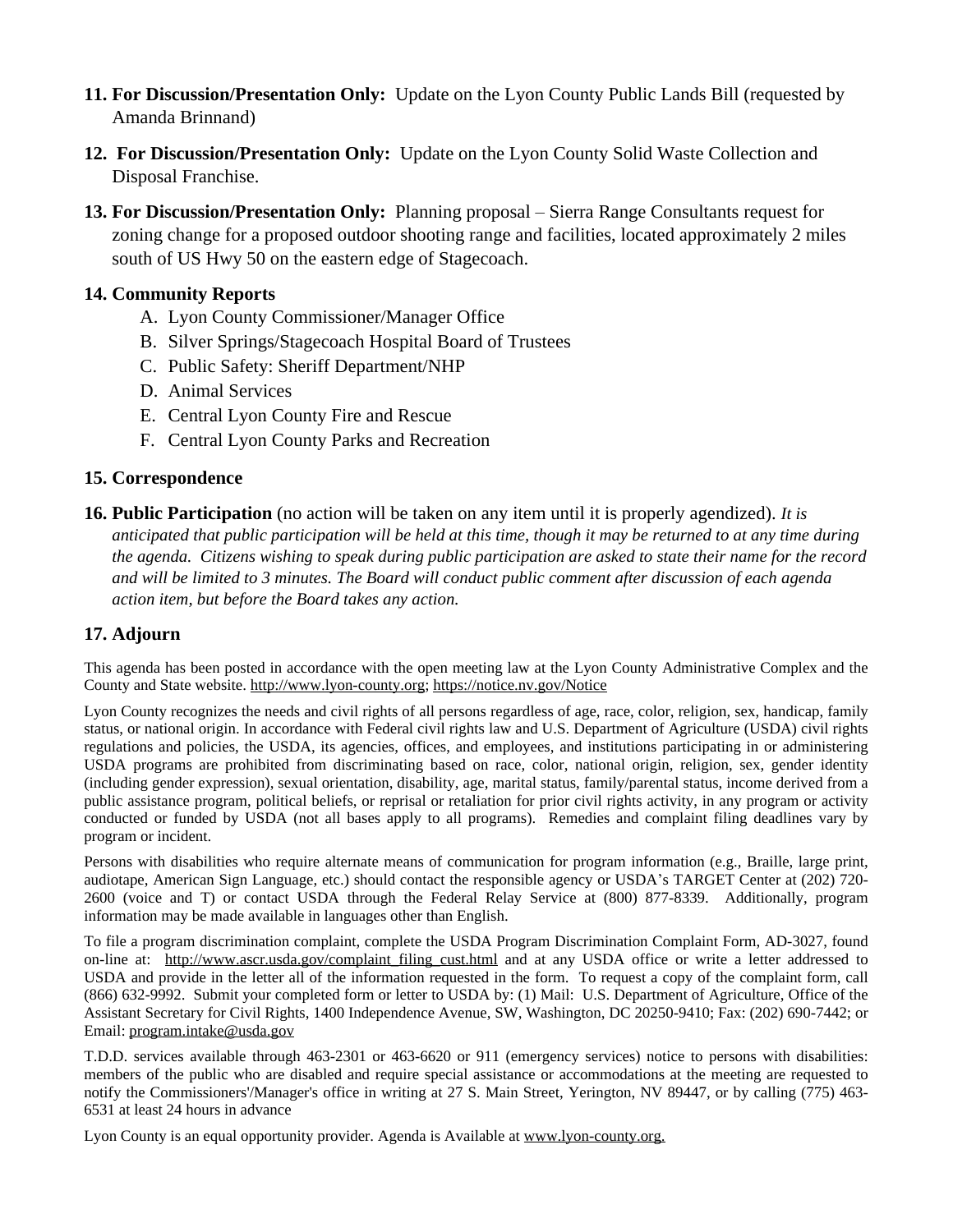11. **For Discussion/Presentation Only:** Update on the Lyon County Public Lands Bill (requested by Amanda Brinnand)

12. **For Discussion/Presentation Only:** Update on the Lyon County Solid Waste Collection and Disposal Franchise.

13. **For Discussion/Presentation Only:** Planning proposal – Sierra Range Consultants request for zoning change for a proposed outdoor shooting range and facilities, located approximately 2 miles south of US Hwy 50 on the eastern edge of Stagecoach.

14. **Community Reports**
    A. Lyon County Commissioner/Manager Office
    B. Silver Springs/Stagecoach Hospital Board of Trustees
    C. Public Safety: Sheriff Department/NHP
    D. Animal Services
    E. Central Lyon County Fire and Rescue
    F. Central Lyon County Parks and Recreation

15. **Correspondence**

16. **Public Participation** (no action will be taken on any item until it is properly agendized). *It is anticipated that public participation will be held at this time, though it may be returned to at any time during the agenda. Citizens wishing to speak during public participation are asked to state their name for the record and will be limited to 3 minutes. The Board will conduct public comment after discussion of each agenda action item, but before the Board takes any action.*

17. **Adjourn**

This agenda has been posted in accordance with the open meeting law at the Lyon County Administrative Complex and the County and State website. http://www.lyon-county.org; https://notice.nv.gov/Notice

Lyon County recognizes the needs and civil rights of all persons regardless of age, race, color, religion, sex, handicap, family status, or national origin. In accordance with Federal civil rights law and U.S. Department of Agriculture (USDA) civil rights regulations and policies, the USDA, its agencies, offices, and employees, and institutions participating in or administering USDA programs are prohibited from discriminating based on race, color, national origin, religion, sex, gender identity (including gender expression), sexual orientation, disability, age, marital status, family/parental status, income derived from a public assistance program, political beliefs, or reprisal or retaliation for prior civil rights activity, in any program or activity conducted or funded by USDA (not all bases apply to all programs). Remedies and complaint filing deadlines vary by program or incident.

Persons with disabilities who require alternate means of communication for program information (e.g., Braille, large print, audiotape, American Sign Language, etc.) should contact the responsible agency or USDA's TARGET Center at (202) 720-2600 (voice and T) or contact USDA through the Federal Relay Service at (800) 877-8339. Additionally, program information may be made available in languages other than English.

To file a program discrimination complaint, complete the USDA Program Discrimination Complaint Form, AD-3027, found on-line at: http://www.ascr.usda.gov/complaint_filing_cust.html and at any USDA office or write a letter addressed to USDA and provide in the letter all of the information requested in the form. To request a copy of the complaint form, call (866) 632-9992. Submit your completed form or letter to USDA by: (1) Mail: U.S. Department of Agriculture, Office of the Assistant Secretary for Civil Rights, 1400 Independence Avenue, SW, Washington, DC 20250-9410; Fax: (202) 690-7442; or Email: program.intake@usda.gov

T.D.D. services available through 463-2301 or 463-6620 or 911 (emergency services) notice to persons with disabilities: members of the public who are disabled and require special assistance or accommodations at the meeting are requested to notify the Commissioners'/Manager's office in writing at 27 S. Main Street, Yerington, NV 89447, or by calling (775) 463-6531 at least 24 hours in advance

Lyon County is an equal opportunity provider. Agenda is Available at www.lyon-county.org.